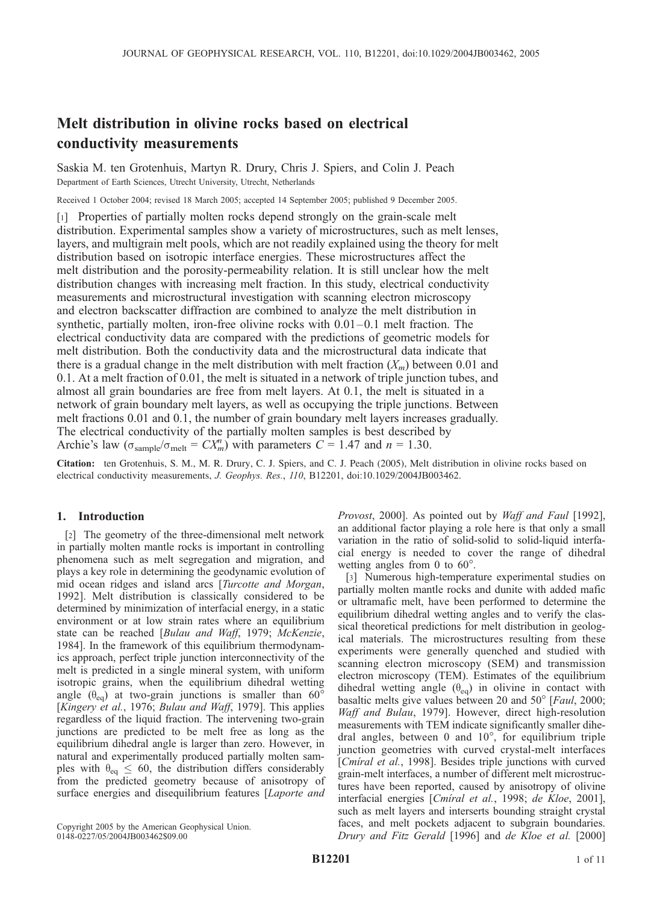# Melt distribution in olivine rocks based on electrical conductivity measurements

Saskia M. ten Grotenhuis, Martyn R. Drury, Chris J. Spiers, and Colin J. Peach

Department of Earth Sciences, Utrecht University, Utrecht, Netherlands

Received 1 October 2004; revised 18 March 2005; accepted 14 September 2005; published 9 December 2005.

[1] Properties of partially molten rocks depend strongly on the grain-scale melt distribution. Experimental samples show a variety of microstructures, such as melt lenses, layers, and multigrain melt pools, which are not readily explained using the theory for melt distribution based on isotropic interface energies. These microstructures affect the melt distribution and the porosity-permeability relation. It is still unclear how the melt distribution changes with increasing melt fraction. In this study, electrical conductivity measurements and microstructural investigation with scanning electron microscopy and electron backscatter diffraction are combined to analyze the melt distribution in synthetic, partially molten, iron-free olivine rocks with 0.01–0.1 melt fraction. The electrical conductivity data are compared with the predictions of geometric models for melt distribution. Both the conductivity data and the microstructural data indicate that there is a gradual change in the melt distribution with melt fraction ($X_m$) between 0.01 and 0.1. At a melt fraction of 0.01, the melt is situated in a network of triple junction tubes, and almost all grain boundaries are free from melt layers. At 0.1, the melt is situated in a network of grain boundary melt layers, as well as occupying the triple junctions. Between melt fractions 0.01 and 0.1, the number of grain boundary melt layers increases gradually. The electrical conductivity of the partially molten samples is best described by Archie's law ($\sigma_{sample}/\sigma_{melt} = CX_m^n$) with parameters $C = 1.47$ and $n = 1.30$.

**Citation:** ten Grotenhuis, S. M., M. R. Drury, C. J. Spiers, and C. J. Peach (2005), Melt distribution in olivine rocks based on electrical conductivity measurements, *J. Geophys. Res.*, *110*, B12201, doi:10.1029/2004JB003462.

## 1. Introduction

[2] The geometry of the three-dimensional melt network in partially molten mantle rocks is important in controlling phenomena such as melt segregation and migration, and plays a key role in determining the geodynamic evolution of mid ocean ridges and island arcs [*Turcotte and Morgan*, 1992]. Melt distribution is classically considered to be determined by minimization of interfacial energy, in a static environment or at low strain rates where an equilibrium state can be reached [*Bulau and Waff*, 1979; *McKenzie*, 1984]. In the framework of this equilibrium thermodynamics approach, perfect triple junction interconnectivity of the melt is predicted in a single mineral system, with uniform isotropic grains, when the equilibrium dihedral wetting angle ($\theta_{eq}$) at two-grain junctions is smaller than 60° [*Kingery et al.*, 1976; *Bulau and Waff*, 1979]. This applies regardless of the liquid fraction. The intervening two-grain junctions are predicted to be melt free as long as the equilibrium dihedral angle is larger than zero. However, in natural and experimentally produced partially molten samples with $\theta_{eq} \leq 60$, the distribution differs considerably from the predicted geometry because of anisotropy of surface energies and disequilibrium features [*Laporte and Provost*, 2000]. As pointed out by *Waff and Faul* [1992], an additional factor playing a role here is that only a small variation in the ratio of solid-solid to solid-liquid interfacial energy is needed to cover the range of dihedral wetting angles from 0 to 60°.

[3] Numerous high-temperature experimental studies on partially molten mantle rocks and dunite with added mafic or ultramafic melt, have been performed to determine the equilibrium dihedral wetting angles and to verify the classical theoretical predictions for melt distribution in geological materials. The microstructures resulting from these experiments were generally quenched and studied with scanning electron microscopy (SEM) and transmission electron microscopy (TEM). Estimates of the equilibrium dihedral wetting angle ($\theta_{eq}$) in olivine in contact with basaltic melts give values between 20 and 50° [*Faul*, 2000; *Waff and Bulau*, 1979]. However, direct high-resolution measurements with TEM indicate significantly smaller dihedral angles, between 0 and 10°, for equilibrium triple junction geometries with curved crystal-melt interfaces [*Cmíral et al.*, 1998]. Besides triple junctions with curved grain-melt interfaces, a number of different melt microstructures have been reported, caused by anisotropy of olivine interfacial energies [*Cmíral et al.*, 1998; *de Kloe*, 2001], such as melt layers and intersertsts bounding straight crystal faces, and melt pockets adjacent to subgrain boundaries. *Drury and Fitz Gerald* [1996] and *de Kloe et al.* [2000]

Copyright 2005 by the American Geophysical Union.
0148-0227/05/2004JB003462$09.00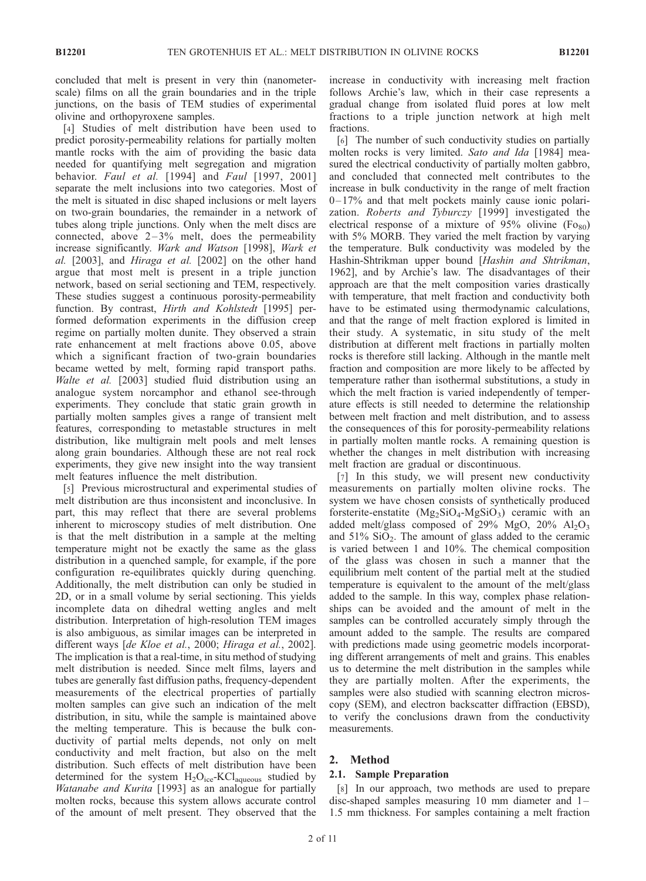concluded that melt is present in very thin (nanometer-scale) films on all the grain boundaries and in the triple junctions, on the basis of TEM studies of experimental olivine and orthopyroxene samples.

[4] Studies of melt distribution have been used to predict porosity-permeability relations for partially molten mantle rocks with the aim of providing the basic data needed for quantifying melt segregation and migration behavior. *Faul et al.* [1994] and *Faul* [1997, 2001] separate the melt inclusions into two categories. Most of the melt is situated in disc shaped inclusions or melt layers on two-grain boundaries, the remainder in a network of tubes along triple junctions. Only when the melt discs are connected, above 2–3% melt, does the permeability increase significantly. *Wark and Watson* [1998], *Wark et al.* [2003], and *Hiraga et al.* [2002] on the other hand argue that most melt is present in a triple junction network, based on serial sectioning and TEM, respectively. These studies suggest a continuous porosity-permeability function. By contrast, *Hirth and Kohlstedt* [1995] performed deformation experiments in the diffusion creep regime on partially molten dunite. They observed a strain rate enhancement at melt fractions above 0.05, above which a significant fraction of two-grain boundaries became wetted by melt, forming rapid transport paths. *Walte et al.* [2003] studied fluid distribution using an analogue system norcamphor and ethanol see-through experiments. They conclude that static grain growth in partially molten samples gives a range of transient melt features, corresponding to metastable structures in melt distribution, like multigrain melt pools and melt lenses along grain boundaries. Although these are not real rock experiments, they give new insight into the way transient melt features influence the melt distribution.

[5] Previous microstructural and experimental studies of melt distribution are thus inconsistent and inconclusive. In part, this may reflect that there are several problems inherent to microscopy studies of melt distribution. One is that the melt distribution in a sample at the melting temperature might not be exactly the same as the glass distribution in a quenched sample, for example, if the pore configuration re-equilibrates quickly during quenching. Additionally, the melt distribution can only be studied in 2D, or in a small volume by serial sectioning. This yields incomplete data on dihedral wetting angles and melt distribution. Interpretation of high-resolution TEM images is also ambiguous, as similar images can be interpreted in different ways [*de Kloe et al.*, 2000; *Hiraga et al.*, 2002]. The implication is that a real-time, in situ method of studying melt distribution is needed. Since melt films, layers and tubes are generally fast diffusion paths, frequency-dependent measurements of the electrical properties of partially molten samples can give such an indication of the melt distribution, in situ, while the sample is maintained above the melting temperature. This is because the bulk conductivity of partial melts depends, not only on melt conductivity and melt fraction, but also on the melt distribution. Such effects of melt distribution have been determined for the system $H_2O_{ice}$-$KCl_{aqueous}$ studied by *Watanabe and Kurita* [1993] as an analogue for partially molten rocks, because this system allows accurate control of the amount of melt present. They observed that the increase in conductivity with increasing melt fraction follows Archie's law, which in their case represents a gradual change from isolated fluid pores at low melt fractions to a triple junction network at high melt fractions.

[6] The number of such conductivity studies on partially molten rocks is very limited. *Sato and Ida* [1984] measured the electrical conductivity of partially molten gabbro, and concluded that connected melt contributes to the increase in bulk conductivity in the range of melt fraction 0–17% and that melt pockets mainly cause ionic polarization. *Roberts and Tyburczy* [1999] investigated the electrical response of a mixture of 95% olivine ($Fo_{80}$) with 5% MORB. They varied the melt fraction by varying the temperature. Bulk conductivity was modeled by the Hashin-Shtrikman upper bound [*Hashin and Shtrikman*, 1962], and by Archie's law. The disadvantages of their approach are that the melt composition varies drastically with temperature, that melt fraction and conductivity both have to be estimated using thermodynamic calculations, and that the range of melt fraction explored is limited in their study. A systematic, in situ study of the melt distribution at different melt fractions in partially molten rocks is therefore still lacking. Although in the mantle melt fraction and composition are more likely to be affected by temperature rather than isothermal substitutions, a study in which the melt fraction is varied independently of temperature effects is still needed to determine the relationship between melt fraction and melt distribution, and to assess the consequences of this for porosity-permeability relations in partially molten mantle rocks. A remaining question is whether the changes in melt distribution with increasing melt fraction are gradual or discontinuous.

[7] In this study, we will present new conductivity measurements on partially molten olivine rocks. The system we have chosen consists of synthetically produced forsterite-enstatite ($Mg_2SiO_4$-$MgSiO_3$) ceramic with an added melt/glass composed of 29% MgO, 20% $Al_2O_3$ and 51% $SiO_2$. The amount of glass added to the ceramic is varied between 1 and 10%. The chemical composition of the glass was chosen in such a manner that the equilibrium melt content of the partial melt at the studied temperature is equivalent to the amount of the melt/glass added to the sample. In this way, complex phase relationships can be avoided and the amount of melt in the samples can be controlled accurately simply through the amount added to the sample. The results are compared with predictions made using geometric models incorporating different arrangements of melt and grains. This enables us to determine the melt distribution in the samples while they are partially molten. After the experiments, the samples were also studied with scanning electron microscopy (SEM), and electron backscatter diffraction (EBSD), to verify the conclusions drawn from the conductivity measurements.

## 2. Method

### 2.1. Sample Preparation

[8] In our approach, two methods are used to prepare disc-shaped samples measuring 10 mm diameter and 1–1.5 mm thickness. For samples containing a melt fraction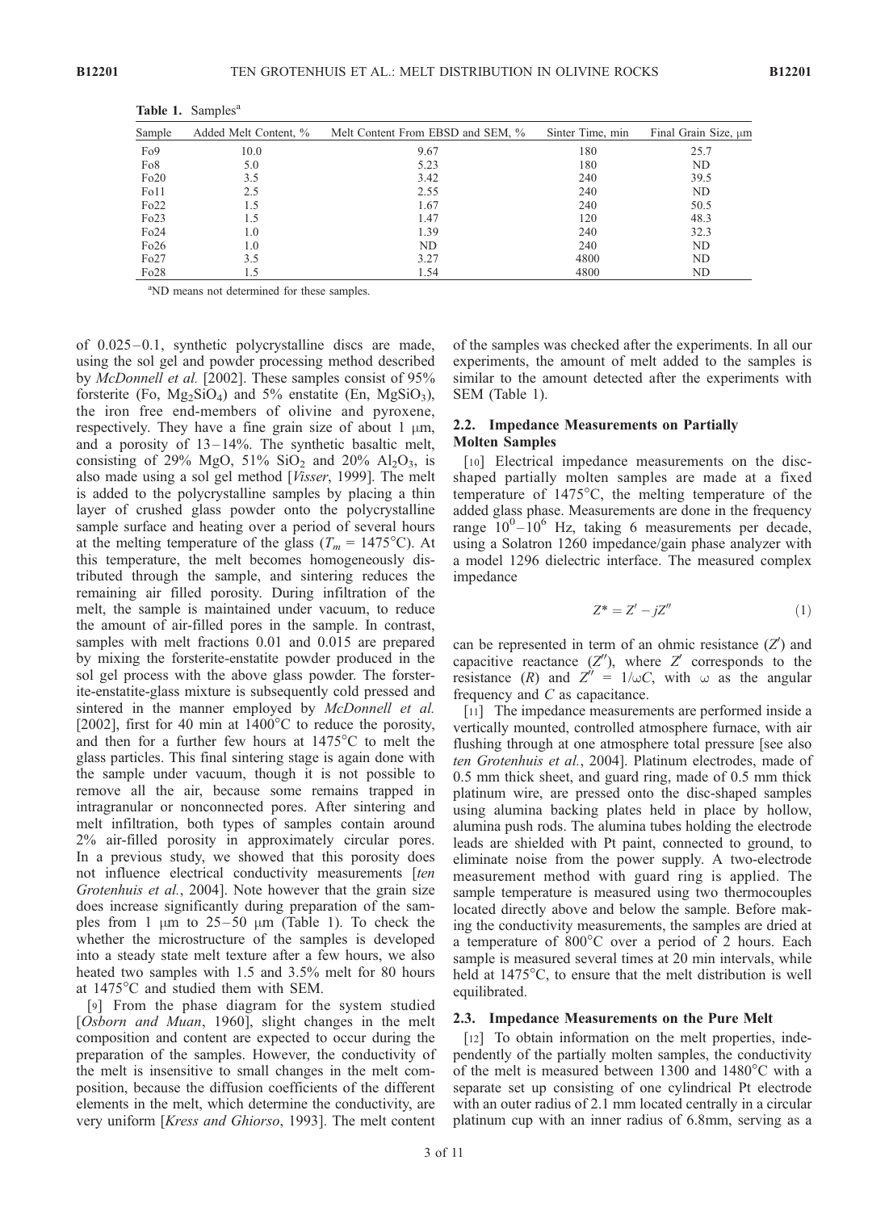**Table 1.** Samples[a]

| Sample | Added Melt Content, % | Melt Content From EBSD and SEM, % | Sinter Time, min | Final Grain Size, μm |
|---|---|---|---|---|
| Fo9 | 10.0 | 9.67 | 180 | 25.7 |
| Fo8 | 5.0 | 5.23 | 180 | ND |
| Fo20 | 3.5 | 3.42 | 240 | 39.5 |
| Fo11 | 2.5 | 2.55 | 240 | ND |
| Fo22 | 1.5 | 1.67 | 240 | 50.5 |
| Fo23 | 1.5 | 1.47 | 120 | 48.3 |
| Fo24 | 1.0 | 1.39 | 240 | 32.3 |
| Fo26 | 1.0 | ND | 240 | ND |
| Fo27 | 3.5 | 3.27 | 4800 | ND |
| Fo28 | 1.5 | 1.54 | 4800 | ND |

[a]ND means not determined for these samples.

of 0.025–0.1, synthetic polycrystalline discs are made, using the sol gel and powder processing method described by *McDonnell et al.* [2002]. These samples consist of 95% forsterite (Fo, $Mg_2SiO_4$) and 5% enstatite (En, $MgSiO_3$), the iron free end-members of olivine and pyroxene, respectively. They have a fine grain size of about 1 μm, and a porosity of 13–14%. The synthetic basaltic melt, consisting of 29% MgO, 51% $SiO_2$ and 20% $Al_2O_3$, is also made using a sol gel method [*Visser*, 1999]. The melt is added to the polycrystalline samples by placing a thin layer of crushed glass powder onto the polycrystalline sample surface and heating over a period of several hours at the melting temperature of the glass ($T_m$ = 1475°C). At this temperature, the melt becomes homogeneously distributed through the sample, and sintering reduces the remaining air filled porosity. During infiltration of the melt, the sample is maintained under vacuum, to reduce the amount of air-filled pores in the sample. In contrast, samples with melt fractions 0.01 and 0.015 are prepared by mixing the forsterite-enstatite powder produced in the sol gel process with the above glass powder. The forsterite-enstatite-glass mixture is subsequently cold pressed and sintered in the manner employed by *McDonnell et al.* [2002], first for 40 min at 1400°C to reduce the porosity, and then for a further few hours at 1475°C to melt the glass particles. This final sintering stage is again done with the sample under vacuum, though it is not possible to remove all the air, because some remains trapped in intragranular or nonconnected pores. After sintering and melt infiltration, both types of samples contain around 2% air-filled porosity in approximately circular pores. In a previous study, we showed that this porosity does not influence electrical conductivity measurements [*ten Grotenhuis et al.*, 2004]. Note however that the grain size does increase significantly during preparation of the samples from 1 μm to 25–50 μm (Table 1). To check the whether the microstructure of the samples is developed into a steady state melt texture after a few hours, we also heated two samples with 1.5 and 3.5% melt for 80 hours at 1475°C and studied them with SEM.

[9] From the phase diagram for the system studied [*Osborn and Muan*, 1960], slight changes in the melt composition and content are expected to occur during the preparation of the samples. However, the conductivity of the melt is insensitive to small changes in the melt composition, because the diffusion coefficients of the different elements in the melt, which determine the conductivity, are very uniform [*Kress and Ghiorso*, 1993]. The melt content of the samples was checked after the experiments. In all our experiments, the amount of melt added to the samples is similar to the amount detected after the experiments with SEM (Table 1).

### 2.2. Impedance Measurements on Partially Molten Samples

[10] Electrical impedance measurements on the disc-shaped partially molten samples are made at a fixed temperature of 1475°C, the melting temperature of the added glass phase. Measurements are done in the frequency range $10^0$–$10^6$ Hz, taking 6 measurements per decade, using a Solatron 1260 impedance/gain phase analyzer with a model 1296 dielectric interface. The measured complex impedance

$$Z^* = Z' - jZ'' \tag{1}$$

can be represented in term of an ohmic resistance ($Z'$) and capacitive reactance ($Z''$), where $Z'$ corresponds to the resistance ($R$) and $Z'' = 1/\omega C$, with $\omega$ as the angular frequency and $C$ as capacitance.

[11] The impedance measurements are performed inside a vertically mounted, controlled atmosphere furnace, with air flushing through at one atmosphere total pressure [see also *ten Grotenhuis et al.*, 2004]. Platinum electrodes, made of 0.5 mm thick sheet, and guard ring, made of 0.5 mm thick platinum wire, are pressed onto the disc-shaped samples using alumina backing plates held in place by hollow, alumina push rods. The alumina tubes holding the electrode leads are shielded with Pt paint, connected to ground, to eliminate noise from the power supply. A two-electrode measurement method with guard ring is applied. The sample temperature is measured using two thermocouples located directly above and below the sample. Before making the conductivity measurements, the samples are dried at a temperature of 800°C over a period of 2 hours. Each sample is measured several times at 20 min intervals, while held at 1475°C, to ensure that the melt distribution is well equilibrated.

### 2.3. Impedance Measurements on the Pure Melt

[12] To obtain information on the melt properties, independently of the partially molten samples, the conductivity of the melt is measured between 1300 and 1480°C with a separate set up consisting of one cylindrical Pt electrode with an outer radius of 2.1 mm located centrally in a circular platinum cup with an inner radius of 6.8mm, serving as a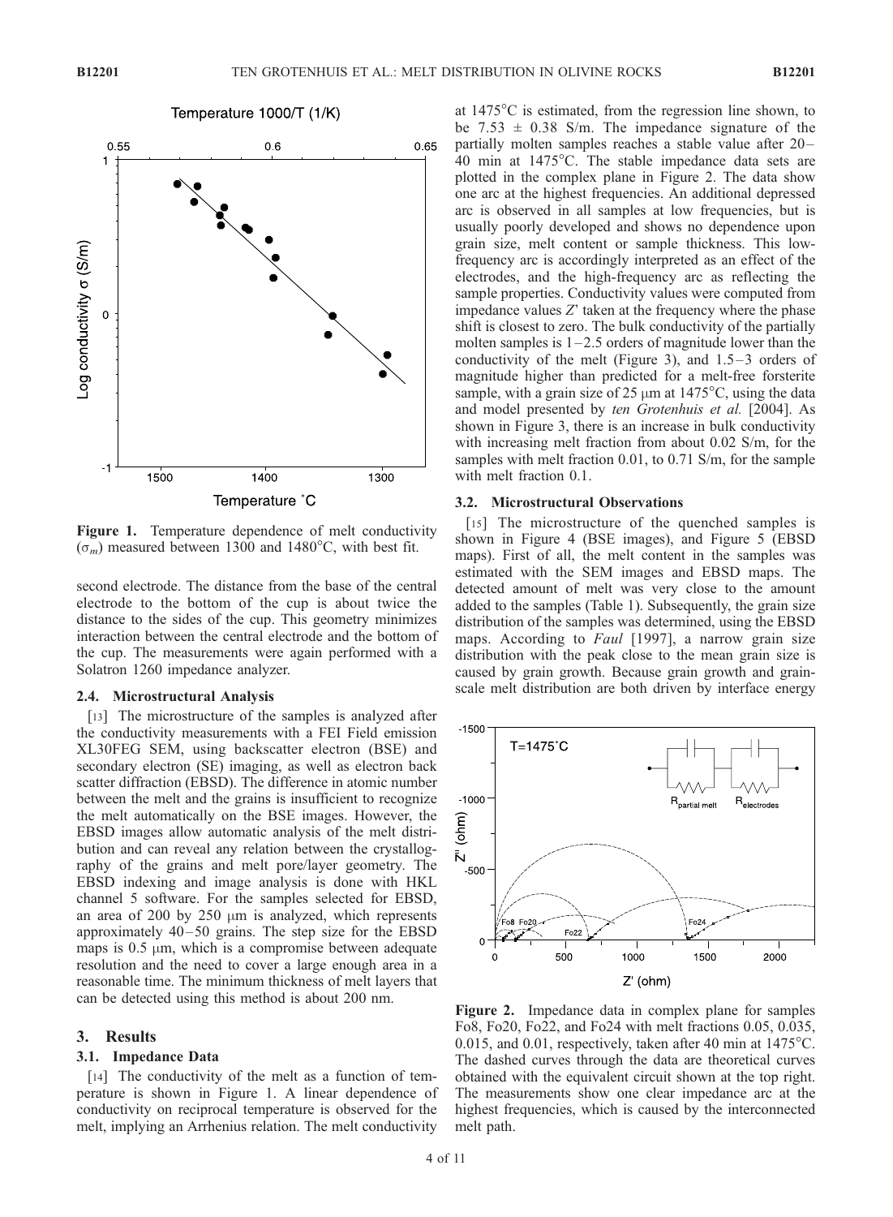**Figure 1.** Temperature dependence of melt conductivity ($\sigma_m$) measured between 1300 and 1480°C, with best fit.

second electrode. The distance from the base of the central electrode to the bottom of the cup is about twice the distance to the sides of the cup. This geometry minimizes interaction between the central electrode and the bottom of the cup. The measurements were again performed with a Solatron 1260 impedance analyzer.

### 2.4. Microstructural Analysis

[13] The microstructure of the samples is analyzed after the conductivity measurements with a FEI Field emission XL30FEG SEM, using backscatter electron (BSE) and secondary electron (SE) imaging, as well as electron back scatter diffraction (EBSD). The difference in atomic number between the melt and the grains is insufficient to recognize the melt automatically on the BSE images. However, the EBSD images allow automatic analysis of the melt distribution and can reveal any relation between the crystallography of the grains and melt pore/layer geometry. The EBSD indexing and image analysis is done with HKL channel 5 software. For the samples selected for EBSD, an area of 200 by 250 μm is analyzed, which represents approximately 40–50 grains. The step size for the EBSD maps is 0.5 μm, which is a compromise between adequate resolution and the need to cover a large enough area in a reasonable time. The minimum thickness of melt layers that can be detected using this method is about 200 nm.

## 3. Results

### 3.1. Impedance Data

[14] The conductivity of the melt as a function of temperature is shown in Figure 1. A linear dependence of conductivity on reciprocal temperature is observed for the melt, implying an Arrhenius relation. The melt conductivity at 1475°C is estimated, from the regression line shown, to be 7.53 ± 0.38 S/m. The impedance signature of the partially molten samples reaches a stable value after 20–40 min at 1475°C. The stable impedance data sets are plotted in the complex plane in Figure 2. The data show one arc at the highest frequencies. An additional depressed arc is observed in all samples at low frequencies, but is usually poorly developed and shows no dependence upon grain size, melt content or sample thickness. This low-frequency arc is accordingly interpreted as an effect of the electrodes, and the high-frequency arc as reflecting the sample properties. Conductivity values were computed from impedance values $Z'$ taken at the frequency where the phase shift is closest to zero. The bulk conductivity of the partially molten samples is 1–2.5 orders of magnitude lower than the conductivity of the melt (Figure 3), and 1.5–3 orders of magnitude higher than predicted for a melt-free forsterite sample, with a grain size of 25 μm at 1475°C, using the data and model presented by *ten Grotenhuis et al.* [2004]. As shown in Figure 3, there is an increase in bulk conductivity with increasing melt fraction from about 0.02 S/m, for the samples with melt fraction 0.01, to 0.71 S/m, for the sample with melt fraction 0.1.

### 3.2. Microstructural Observations

[15] The microstructure of the quenched samples is shown in Figure 4 (BSE images), and Figure 5 (EBSD maps). First of all, the melt content in the samples was estimated with the SEM images and EBSD maps. The detected amount of melt was very close to the amount added to the samples (Table 1). Subsequently, the grain size distribution of the samples was determined, using the EBSD maps. According to *Faul* [1997], a narrow grain size distribution with the peak close to the mean grain size is caused by grain growth. Because grain growth and grain-scale melt distribution are both driven by interface energy

**Figure 2.** Impedance data in complex plane for samples Fo8, Fo20, Fo22, and Fo24 with melt fractions 0.05, 0.035, 0.015, and 0.01, respectively, taken after 40 min at 1475°C. The dashed curves through the data are theoretical curves obtained with the equivalent circuit shown at the top right. The measurements show one clear impedance arc at the highest frequencies, which is caused by the interconnected melt path.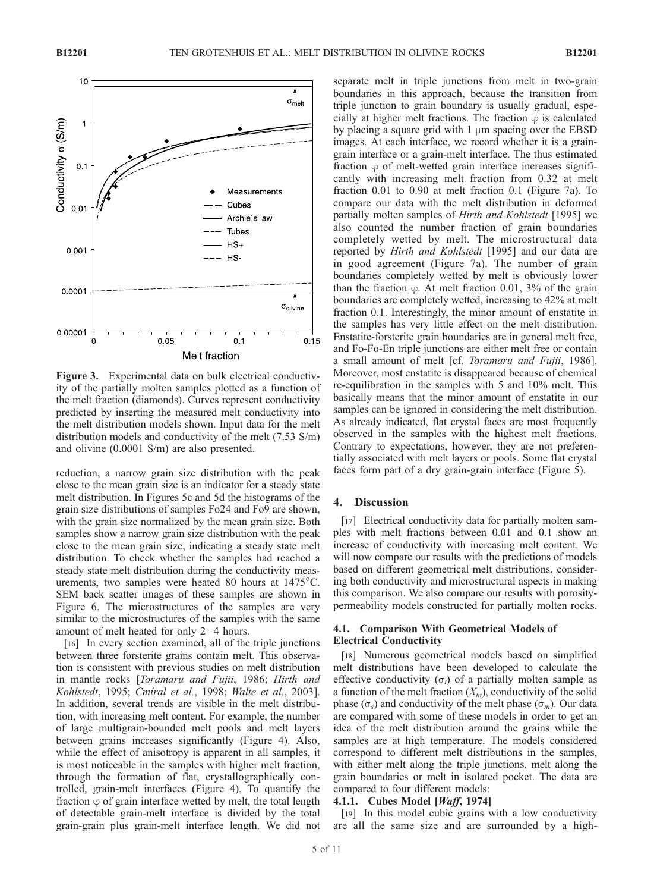**Figure 3.** Experimental data on bulk electrical conductivity of the partially molten samples plotted as a function of the melt fraction (diamonds). Curves represent conductivity predicted by inserting the measured melt conductivity into the melt distribution models shown. Input data for the melt distribution models and conductivity of the melt (7.53 S/m) and olivine (0.0001 S/m) are also presented.

reduction, a narrow grain size distribution with the peak close to the mean grain size is an indicator for a steady state melt distribution. In Figures 5c and 5d the histograms of the grain size distributions of samples Fo24 and Fo9 are shown, with the grain size normalized by the mean grain size. Both samples show a narrow grain size distribution with the peak close to the mean grain size, indicating a steady state melt distribution. To check whether the samples had reached a steady state melt distribution during the conductivity measurements, two samples were heated 80 hours at 1475°C. SEM back scatter images of these samples are shown in Figure 6. The microstructures of the samples are very similar to the microstructures of the samples with the same amount of melt heated for only 2–4 hours.

[16] In every section examined, all of the triple junctions between three forsterite grains contain melt. This observation is consistent with previous studies on melt distribution in mantle rocks [*Toramaru and Fujii*, 1986; *Hirth and Kohlstedt*, 1995; *Cmíral et al.*, 1998; *Walte et al.*, 2003]. In addition, several trends are visible in the melt distribution, with increasing melt content. For example, the number of large multigrain-bounded melt pools and melt layers between grains increases significantly (Figure 4). Also, while the effect of anisotropy is apparent in all samples, it is most noticeable in the samples with higher melt fraction, through the formation of flat, crystallographically controlled, grain-melt interfaces (Figure 4). To quantify the fraction $\varphi$ of grain interface wetted by melt, the total length of detectable grain-melt interface is divided by the total grain-grain plus grain-melt interface length. We did not separate melt in triple junctions from melt in two-grain boundaries in this approach, because the transition from triple junction to grain boundary is usually gradual, especially at higher melt fractions. The fraction $\varphi$ is calculated by placing a square grid with 1 μm spacing over the EBSD images. At each interface, we record whether it is a grain-grain interface or a grain-melt interface. The thus estimated fraction $\varphi$ of melt-wetted grain interface increases significantly with increasing melt fraction from 0.32 at melt fraction 0.01 to 0.90 at melt fraction 0.1 (Figure 7a). To compare our data with the melt distribution in deformed partially molten samples of *Hirth and Kohlstedt* [1995] we also counted the number fraction of grain boundaries completely wetted by melt. The microstructural data reported by *Hirth and Kohlstedt* [1995] and our data are in good agreement (Figure 7a). The number of grain boundaries completely wetted by melt is obviously lower than the fraction $\varphi$. At melt fraction 0.01, 3% of the grain boundaries are completely wetted, increasing to 42% at melt fraction 0.1. Interestingly, the minor amount of enstatite in the samples has very little effect on the melt distribution. Enstatite-forsterite grain boundaries are in general melt free, and Fo-Fo-En triple junctions are either melt free or contain a small amount of melt [cf. *Toramaru and Fujii*, 1986]. Moreover, most enstatite is disappeared because of chemical re-equilibration in the samples with 5 and 10% melt. This basically means that the minor amount of enstatite in our samples can be ignored in considering the melt distribution. As already indicated, flat crystal faces are most frequently observed in the samples with the highest melt fractions. Contrary to expectations, however, they are not preferentially associated with melt layers or pools. Some flat crystal faces form part of a dry grain-grain interface (Figure 5).

## 4. Discussion

[17] Electrical conductivity data for partially molten samples with melt fractions between 0.01 and 0.1 show an increase of conductivity with increasing melt content. We will now compare our results with the predictions of models based on different geometrical melt distributions, considering both conductivity and microstructural aspects in making this comparison. We also compare our results with porosity-permeability models constructed for partially molten rocks.

### 4.1. Comparison With Geometrical Models of Electrical Conductivity

[18] Numerous geometrical models based on simplified melt distributions have been developed to calculate the effective conductivity ($\sigma_t$) of a partially molten sample as a function of the melt fraction ($X_m$), conductivity of the solid phase ($\sigma_s$) and conductivity of the melt phase ($\sigma_m$). Our data are compared with some of these models in order to get an idea of the melt distribution around the grains while the samples are at high temperature. The models considered correspond to different melt distributions in the samples, with either melt along the triple junctions, melt along the grain boundaries or melt in isolated pocket. The data are compared to four different models:

#### 4.1.1. Cubes Model [*Waff*, 1974]

[19] In this model cubic grains with a low conductivity are all the same size and are surrounded by a high-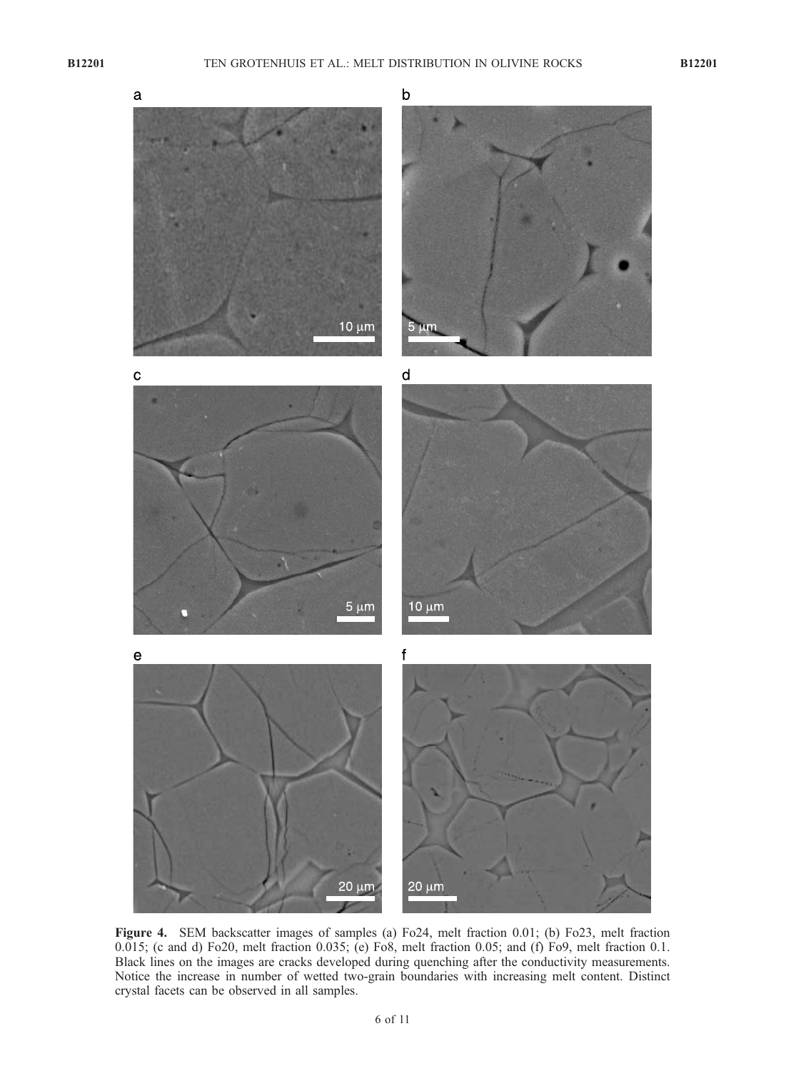**Figure 4.** SEM backscatter images of samples (a) Fo24, melt fraction 0.01; (b) Fo23, melt fraction 0.015; (c and d) Fo20, melt fraction 0.035; (e) Fo8, melt fraction 0.05; and (f) Fo9, melt fraction 0.1. Black lines on the images are cracks developed during quenching after the conductivity measurements. Notice the increase in number of wetted two-grain boundaries with increasing melt content. Distinct crystal facets can be observed in all samples.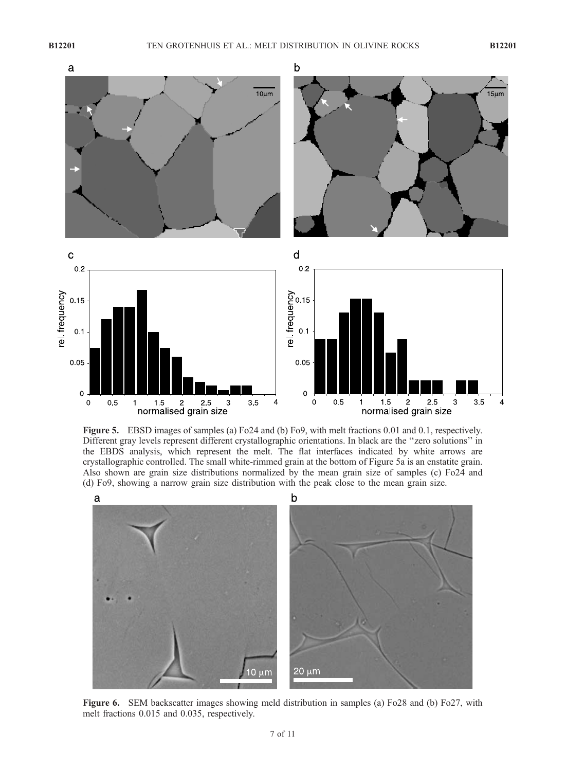**Figure 5.** EBSD images of samples (a) Fo24 and (b) Fo9, with melt fractions 0.01 and 0.1, respectively. Different gray levels represent different crystallographic orientations. In black are the ''zero solutions'' in the EBDS analysis, which represent the melt. The flat interfaces indicated by white arrows are crystallographic controlled. The small white-rimmed grain at the bottom of Figure 5a is an enstatite grain. Also shown are grain size distributions normalized by the mean grain size of samples (c) Fo24 and (d) Fo9, showing a narrow grain size distribution with the peak close to the mean grain size.

**Figure 6.** SEM backscatter images showing meld distribution in samples (a) Fo28 and (b) Fo27, with melt fractions 0.015 and 0.035, respectively.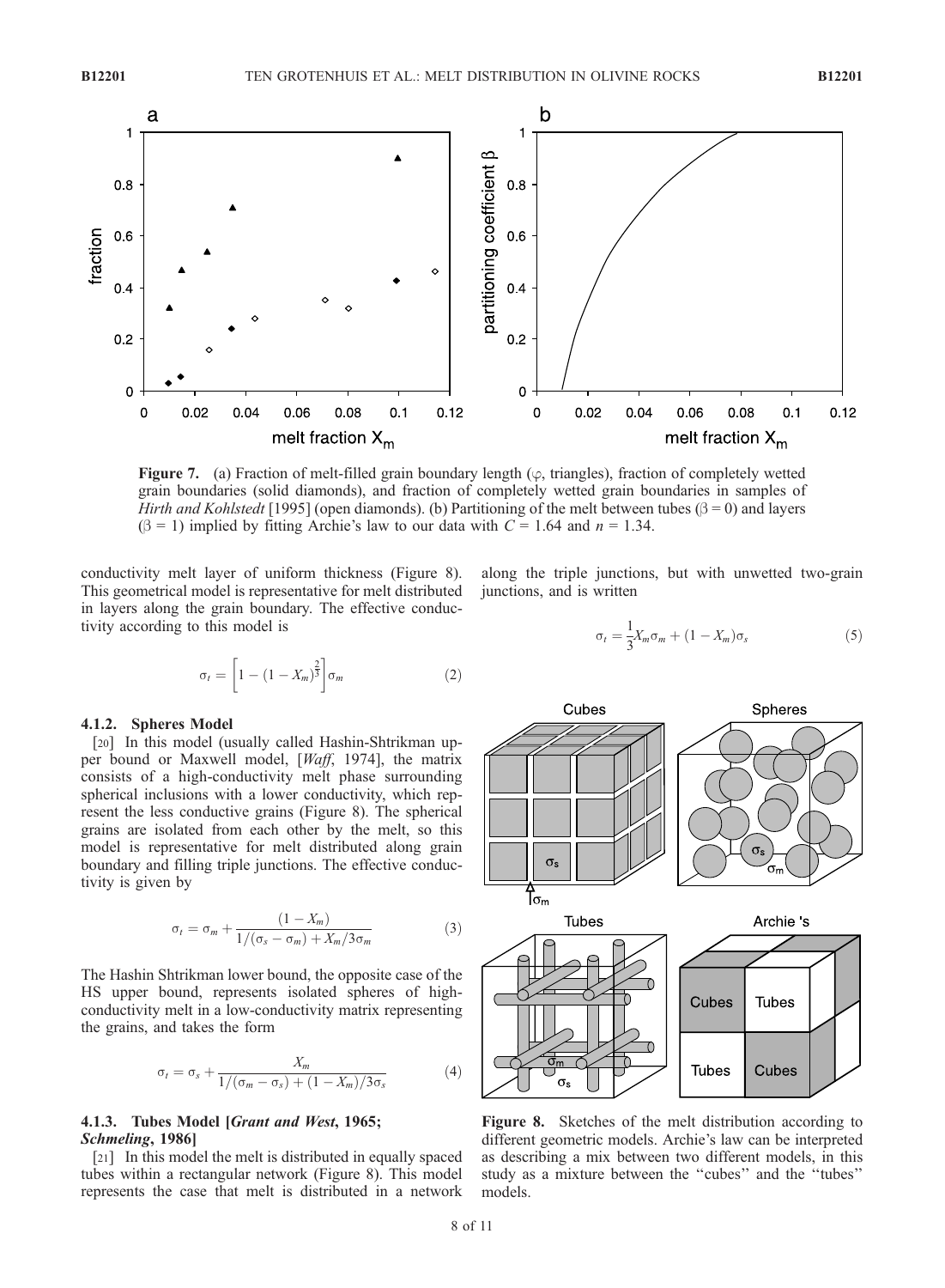Figure 7. (a) Fraction of melt-filled grain boundary length ($\varphi$, triangles), fraction of completely wetted grain boundaries (solid diamonds), and fraction of completely wetted grain boundaries in samples of *Hirth and Kohlstedt* [1995] (open diamonds). (b) Partitioning of the melt between tubes ($\beta = 0$) and layers ($\beta = 1$) implied by fitting Archie's law to our data with $C = 1.64$ and $n = 1.34$.

conductivity melt layer of uniform thickness (Figure 8). This geometrical model is representative for melt distributed in layers along the grain boundary. The effective conductivity according to this model is

$$\sigma_t = \left[1 - (1 - X_m)^{\frac{2}{3}}\right]\sigma_m \tag{2}$$

#### 4.1.2. Spheres Model

[20] In this model (usually called Hashin-Shtrikman upper bound or Maxwell model, [*Waff*, 1974], the matrix consists of a high-conductivity melt phase surrounding spherical inclusions with a lower conductivity, which represent the less conductive grains (Figure 8). The spherical grains are isolated from each other by the melt, so this model is representative for melt distributed along grain boundary and filling triple junctions. The effective conductivity is given by

$$\sigma_t = \sigma_m + \frac{(1 - X_m)}{1/(\sigma_s - \sigma_m) + X_m/3\sigma_m} \tag{3}$$

The Hashin Shtrikman lower bound, the opposite case of the HS upper bound, represents isolated spheres of high-conductivity melt in a low-conductivity matrix representing the grains, and takes the form

$$\sigma_t = \sigma_s + \frac{X_m}{1/(\sigma_m - \sigma_s) + (1 - X_m)/3\sigma_s} \tag{4}$$

#### 4.1.3. Tubes Model [*Grant and West*, 1965; *Schmeling*, 1986]

[21] In this model the melt is distributed in equally spaced tubes within a rectangular network (Figure 8). This model represents the case that melt is distributed in a network along the triple junctions, but with unwetted two-grain junctions, and is written

$$\sigma_t = \frac{1}{3}X_m\sigma_m + (1 - X_m)\sigma_s \tag{5}$$

Figure 8. Sketches of the melt distribution according to different geometric models. Archie's law can be interpreted as describing a mix between two different models, in this study as a mixture between the "cubes" and the "tubes" models.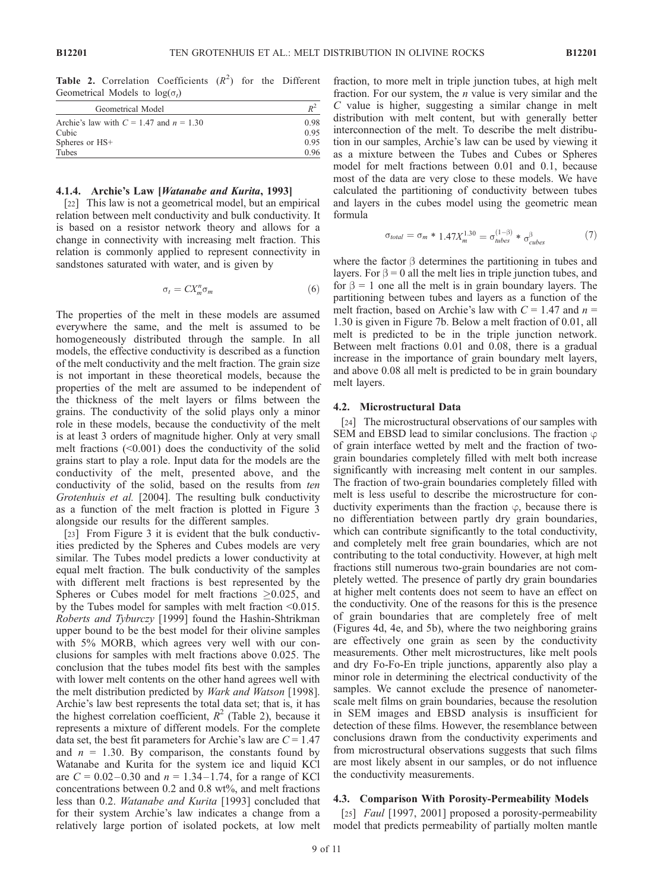**Table 2.** Correlation Coefficients ($R^2$) for the Different Geometrical Models to $\log(\sigma_t)$

| Geometrical Model | $R^2$ |
|---|---|
| Archie's law with $C = 1.47$ and $n = 1.30$ | 0.98 |
| Cubic | 0.95 |
| Spheres or HS+ | 0.95 |
| Tubes | 0.96 |

#### 4.1.4. Archie's Law [*Watanabe and Kurita*, 1993]

[22] This law is not a geometrical model, but an empirical relation between melt conductivity and bulk conductivity. It is based on a resistor network theory and allows for a change in connectivity with increasing melt fraction. This relation is commonly applied to represent connectivity in sandstones saturated with water, and is given by

$$\sigma_t = CX_m^n\sigma_m \tag{6}$$

The properties of the melt in these models are assumed everywhere the same, and the melt is assumed to be homogeneously distributed through the sample. In all models, the effective conductivity is described as a function of the melt conductivity and the melt fraction. The grain size is not important in these theoretical models, because the properties of the melt are assumed to be independent of the thickness of the melt layers or films between the grains. The conductivity of the solid plays only a minor role in these models, because the conductivity of the melt is at least 3 orders of magnitude higher. Only at very small melt fractions (<0.001) does the conductivity of the solid grains start to play a role. Input data for the models are the conductivity of the melt, presented above, and the conductivity of the solid, based on the results from *ten Grotenhuis et al.* [2004]. The resulting bulk conductivity as a function of the melt fraction is plotted in Figure 3 alongside our results for the different samples.

[23] From Figure 3 it is evident that the bulk conductivities predicted by the Spheres and Cubes models are very similar. The Tubes model predicts a lower conductivity at equal melt fraction. The bulk conductivity of the samples with different melt fractions is best represented by the Spheres or Cubes model for melt fractions $\geq$0.025, and by the Tubes model for samples with melt fraction <0.015. *Roberts and Tyburczy* [1999] found the Hashin-Shtrikman upper bound to be the best model for their olivine samples with 5% MORB, which agrees very well with our conclusions for samples with melt fractions above 0.025. The conclusion that the tubes model fits best with the samples with lower melt contents on the other hand agrees well with the melt distribution predicted by *Wark and Watson* [1998]. Archie's law best represents the total data set; that is, it has the highest correlation coefficient, $R^2$ (Table 2), because it represents a mixture of different models. For the complete data set, the best fit parameters for Archie's law are $C = 1.47$ and $n = 1.30$. By comparison, the constants found by Watanabe and Kurita for the system ice and liquid KCl are $C = 0.02$–$0.30$ and $n = 1.34$–$1.74$, for a range of KCl concentrations between 0.2 and 0.8 wt%, and melt fractions less than 0.2. *Watanabe and Kurita* [1993] concluded that for their system Archie's law indicates a change from a relatively large portion of isolated pockets, at low melt fraction, to more melt in triple junction tubes, at high melt fraction. For our system, the $n$ value is very similar and the $C$ value is higher, suggesting a similar change in melt distribution with melt content, but with generally better interconnection of the melt. To describe the melt distribution in our samples, Archie's law can be used by viewing it as a mixture between the Tubes and Cubes or Spheres model for melt fractions between 0.01 and 0.1, because most of the data are very close to these models. We have calculated the partitioning of conductivity between tubes and layers in the cubes model using the geometric mean formula

$$\sigma_{total} = \sigma_m * 1.47X_m^{1.30} = \sigma_{tubes}^{(1-\beta)} * \sigma_{cubes}^{\beta} \tag{7}$$

where the factor $\beta$ determines the partitioning in tubes and layers. For $\beta = 0$ all the melt lies in triple junction tubes, and for $\beta = 1$ one all the melt is in grain boundary layers. The partitioning between tubes and layers as a function of the melt fraction, based on Archie's law with $C = 1.47$ and $n = 1.30$ is given in Figure 7b. Below a melt fraction of 0.01, all melt is predicted to be in the triple junction network. Between melt fractions 0.01 and 0.08, there is a gradual increase in the importance of grain boundary melt layers, and above 0.08 all melt is predicted to be in grain boundary melt layers.

### 4.2. Microstructural Data

[24] The microstructural observations of our samples with SEM and EBSD lead to similar conclusions. The fraction $\varphi$ of grain interface wetted by melt and the fraction of two-grain boundaries completely filled with melt both increase significantly with increasing melt content in our samples. The fraction of two-grain boundaries completely filled with melt is less useful to describe the microstructure for conductivity experiments than the fraction $\varphi$, because there is no differentiation between partly dry grain boundaries, which can contribute significantly to the total conductivity, and completely melt free grain boundaries, which are not contributing to the total conductivity. However, at high melt fractions still numerous two-grain boundaries are not completely wetted. The presence of partly dry grain boundaries at higher melt contents does not seem to have an effect on the conductivity. One of the reasons for this is the presence of grain boundaries that are completely free of melt (Figures 4d, 4e, and 5b), where the two neighboring grains are effectively one grain as seen by the conductivity measurements. Other melt microstructures, like melt pools and dry Fo-Fo-En triple junctions, apparently also play a minor role in determining the electrical conductivity of the samples. We cannot exclude the presence of nanometer-scale melt films on grain boundaries, because the resolution in SEM images and EBSD analysis is insufficient for detection of these films. However, the resemblance between conclusions drawn from the conductivity experiments and from microstructural observations suggests that such films are most likely absent in our samples, or do not influence the conductivity measurements.

### 4.3. Comparison With Porosity-Permeability Models

[25] *Faul* [1997, 2001] proposed a porosity-permeability model that predicts permeability of partially molten mantle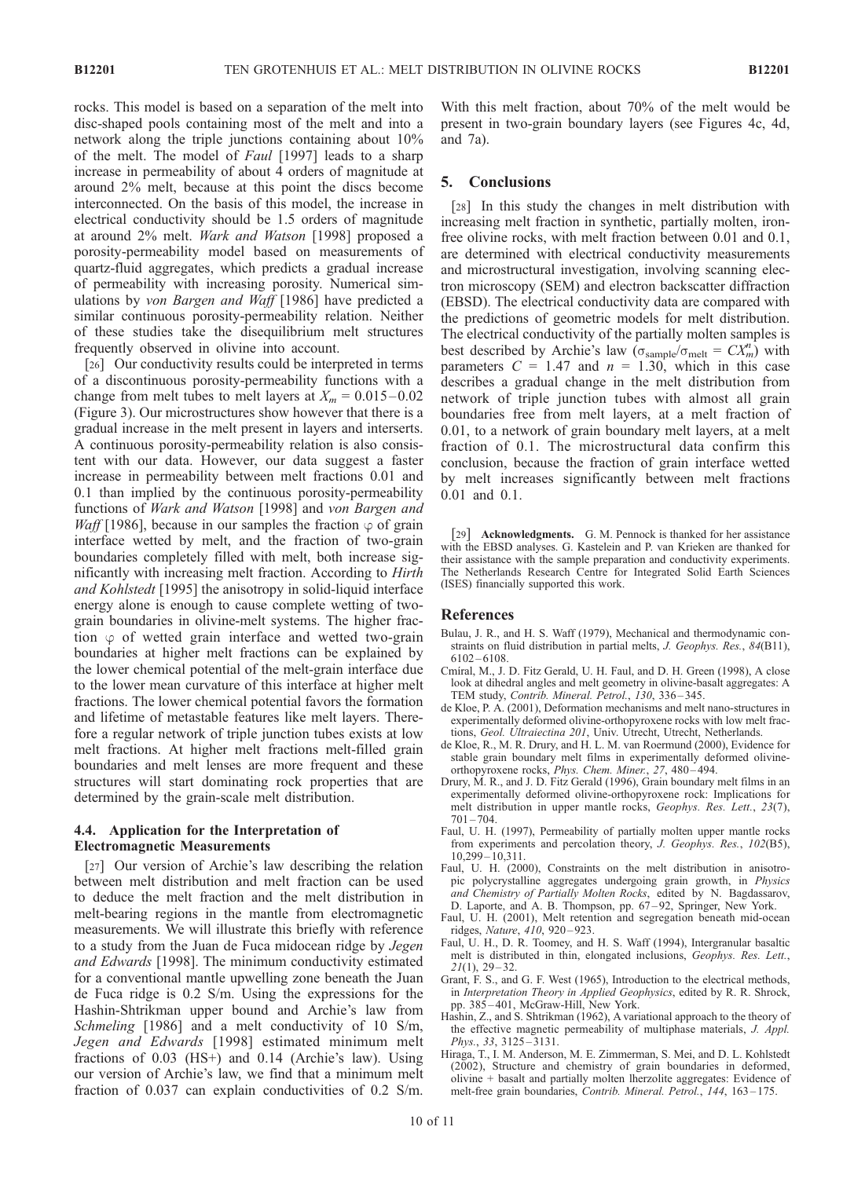rocks. This model is based on a separation of the melt into disc-shaped pools containing most of the melt and into a network along the triple junctions containing about 10% of the melt. The model of *Faul* [1997] leads to a sharp increase in permeability of about 4 orders of magnitude at around 2% melt, because at this point the discs become interconnected. On the basis of this model, the increase in electrical conductivity should be 1.5 orders of magnitude at around 2% melt. *Wark and Watson* [1998] proposed a porosity-permeability model based on measurements of quartz-fluid aggregates, which predicts a gradual increase of permeability with increasing porosity. Numerical simulations by *von Bargen and Waff* [1986] have predicted a similar continuous porosity-permeability relation. Neither of these studies take the disequilibrium melt structures frequently observed in olivine into account.

[26] Our conductivity results could be interpreted in terms of a discontinuous porosity-permeability functions with a change from melt tubes to melt layers at $X_m = 0.015–0.02$ (Figure 3). Our microstructures show however that there is a gradual increase in the melt present in layers and intersets. A continuous porosity-permeability relation is also consistent with our data. However, our data suggest a faster increase in permeability between melt fractions 0.01 and 0.1 than implied by the continuous porosity-permeability functions of *Wark and Watson* [1998] and *von Bargen and Waff* [1986], because in our samples the fraction $\varphi$ of grain interface wetted by melt, and the fraction of two-grain boundaries completely filled with melt, both increase significantly with increasing melt fraction. According to *Hirth and Kohlstedt* [1995] the anisotropy in solid-liquid interface energy alone is enough to cause complete wetting of two-grain boundaries in olivine-melt systems. The higher fraction $\varphi$ of wetted grain interface and wetted two-grain boundaries at higher melt fractions can be explained by the lower chemical potential of the melt-grain interface due to the lower mean curvature of this interface at higher melt fractions. The lower chemical potential favors the formation and lifetime of metastable features like melt layers. Therefore a regular network of triple junction tubes exists at low melt fractions. At higher melt fractions melt-filled grain boundaries and melt lenses are more frequent and these structures will start dominating rock properties that are determined by the grain-scale melt distribution.

### 4.4. Application for the Interpretation of Electromagnetic Measurements

[27] Our version of Archie's law describing the relation between melt distribution and melt fraction can be used to deduce the melt fraction and the melt distribution in melt-bearing regions in the mantle from electromagnetic measurements. We will illustrate this briefly with reference to a study from the Juan de Fuca midocean ridge by *Jegen and Edwards* [1998]. The minimum conductivity estimated for a conventional mantle upwelling zone beneath the Juan de Fuca ridge is 0.2 S/m. Using the expressions for the Hashin-Shtrikman upper bound and Archie's law from *Schmeling* [1986] and a melt conductivity of 10 S/m, *Jegen and Edwards* [1998] estimated minimum melt fractions of 0.03 (HS+) and 0.14 (Archie's law). Using our version of Archie's law, we find that a minimum melt fraction of 0.037 can explain conductivities of 0.2 S/m. With this melt fraction, about 70% of the melt would be present in two-grain boundary layers (see Figures 4c, 4d, and 7a).

## 5. Conclusions

[28] In this study the changes in melt distribution with increasing melt fraction in synthetic, partially molten, iron-free olivine rocks, with melt fraction between 0.01 and 0.1, are determined with electrical conductivity measurements and microstructural investigation, involving scanning electron microscopy (SEM) and electron backscatter diffraction (EBSD). The electrical conductivity data are compared with the predictions of geometric models for melt distribution. The electrical conductivity of the partially molten samples is best described by Archie's law ($\sigma_{\text{sample}}/\sigma_{\text{melt}} = CX_m^n$) with parameters $C = 1.47$ and $n = 1.30$, which in this case describes a gradual change in the melt distribution from network of triple junction tubes with almost all grain boundaries free from melt layers, at a melt fraction of 0.01, to a network of grain boundary melt layers, at a melt fraction of 0.1. The microstructural data confirm this conclusion, because the fraction of grain interface wetted by melt increases significantly between melt fractions 0.01 and 0.1.

[29] **Acknowledgments.** G. M. Pennock is thanked for her assistance with the EBSD analyses. G. Kastelein and P. van Krieken are thanked for their assistance with the sample preparation and conductivity experiments. The Netherlands Research Centre for Integrated Solid Earth Sciences (ISES) financially supported this work.

## References

Bulau, J. R., and H. S. Waff (1979), Mechanical and thermodynamic constraints on fluid distribution in partial melts, *J. Geophys. Res.*, *84*(B11), 6102–6108.

Cmíral, M., J. D. Fitz Gerald, U. H. Faul, and D. H. Green (1998), A close look at dihedral angles and melt geometry in olivine-basalt aggregates: A TEM study, *Contrib. Mineral. Petrol.*, *130*, 336–345.

de Kloe, P. A. (2001), Deformation mechanisms and melt nano-structures in experimentally deformed olivine-orthopyroxene rocks with low melt fractions, *Geol. Ultraiectina 201*, Univ. Utrecht, Utrecht, Netherlands.

de Kloe, R., M. R. Drury, and H. L. M. van Roermund (2000), Evidence for stable grain boundary melt films in experimentally deformed olivine-orthopyroxene rocks, *Phys. Chem. Miner.*, *27*, 480–494.

Drury, M. R., and J. D. Fitz Gerald (1996), Grain boundary melt films in an experimentally deformed olivine-orthopyroxene rock: Implications for melt distribution in upper mantle rocks, *Geophys. Res. Lett.*, *23*(7), 701–704.

Faul, U. H. (1997), Permeability of partially molten upper mantle rocks from experiments and percolation theory, *J. Geophys. Res.*, *102*(B5), 10,299–10,311.

Faul, U. H. (2000), Constraints on the melt distribution in anisotropic polycrystalline aggregates undergoing grain growth, in *Physics and Chemistry of Partially Molten Rocks*, edited by N. Bagdassarov, D. Laporte, and A. B. Thompson, pp. 67–92, Springer, New York.

Faul, U. H. (2001), Melt retention and segregation beneath mid-ocean ridges, *Nature*, *410*, 920–923.

Faul, U. H., D. R. Toomey, and H. S. Waff (1994), Intergranular basaltic melt is distributed in thin, elongated inclusions, *Geophys. Res. Lett.*, *21*(1), 29–32.

Grant, F. S., and G. F. West (1965), Introduction to the electrical methods, in *Interpretation Theory in Applied Geophysics*, edited by R. R. Shrock, pp. 385–401, McGraw-Hill, New York.

Hashin, Z., and S. Shtrikman (1962), A variational approach to the theory of the effective magnetic permeability of multiphase materials, *J. Appl. Phys.*, *33*, 3125–3131.

Hiraga, T., I. M. Anderson, M. E. Zimmerman, S. Mei, and D. L. Kohlstedt (2002), Structure and chemistry of grain boundaries in deformed, olivine + basalt and partially molten lherzolite aggregates: Evidence of melt-free grain boundaries, *Contrib. Mineral. Petrol.*, *144*, 163–175.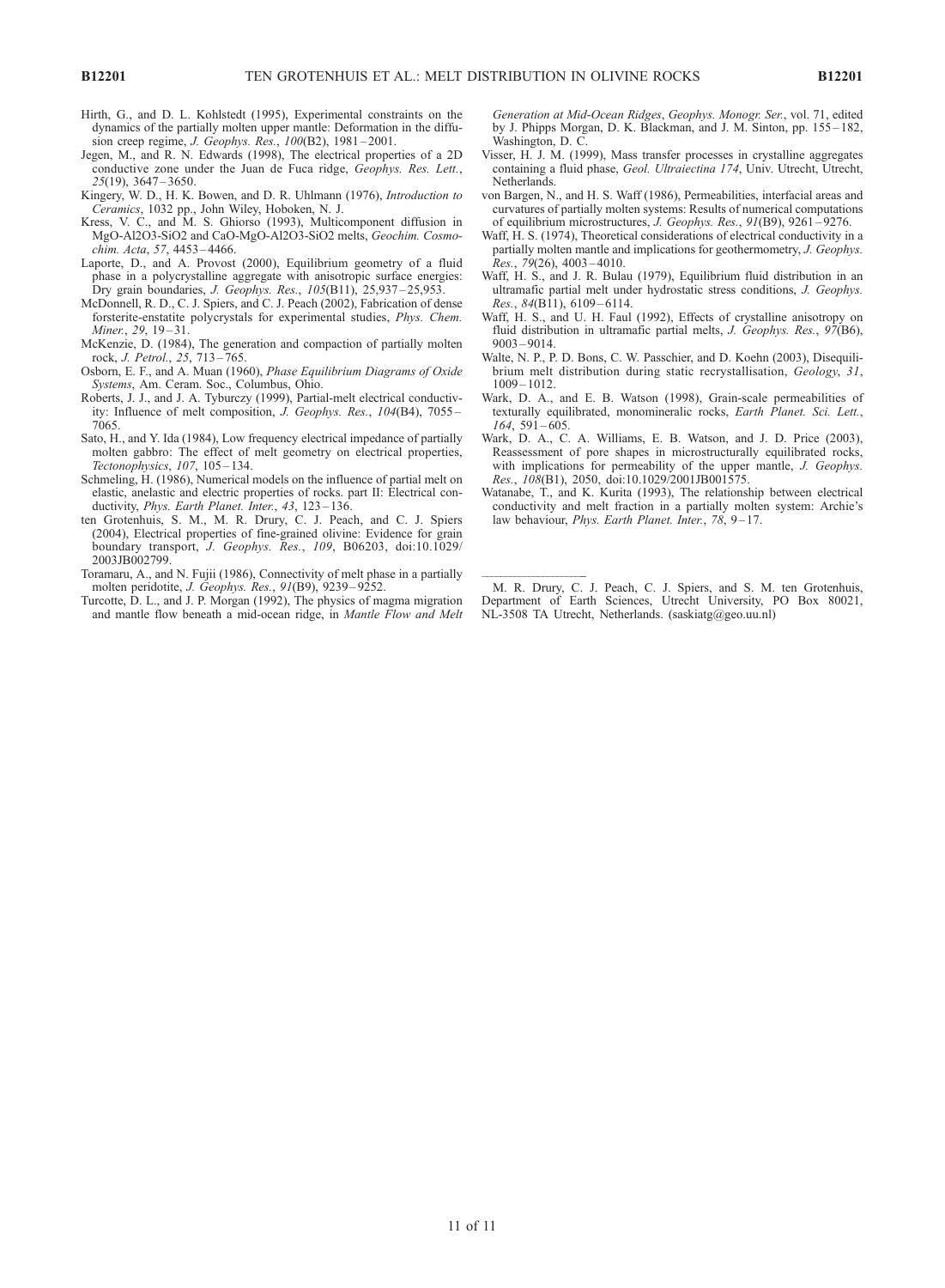Hirth, G., and D. L. Kohlstedt (1995), Experimental constraints on the dynamics of the partially molten upper mantle: Deformation in the diffusion creep regime, *J. Geophys. Res.*, *100*(B2), 1981–2001.

Jegen, M., and R. N. Edwards (1998), The electrical properties of a 2D conductive zone under the Juan de Fuca ridge, *Geophys. Res. Lett.*, *25*(19), 3647–3650.

Kingery, W. D., H. K. Bowen, and D. R. Uhlmann (1976), *Introduction to Ceramics*, 1032 pp., John Wiley, Hoboken, N. J.

Kress, V. C., and M. S. Ghiorso (1993), Multicomponent diffusion in MgO-Al2O3-SiO2 and CaO-MgO-Al2O3-SiO2 melts, *Geochim. Cosmochim. Acta*, *57*, 4453–4466.

Laporte, D., and A. Provost (2000), Equilibrium geometry of a fluid phase in a polycrystalline aggregate with anisotropic surface energies: Dry grain boundaries, *J. Geophys. Res.*, *105*(B11), 25,937–25,953.

McDonnell, R. D., C. J. Spiers, and C. J. Peach (2002), Fabrication of dense forsterite-enstatite polycrystals for experimental studies, *Phys. Chem. Miner.*, *29*, 19–31.

McKenzie, D. (1984), The generation and compaction of partially molten rock, *J. Petrol.*, *25*, 713–765.

Osborn, E. F., and A. Muan (1960), *Phase Equilibrium Diagrams of Oxide Systems*, Am. Ceram. Soc., Columbus, Ohio.

Roberts, J. J., and J. A. Tyburczy (1999), Partial-melt electrical conductivity: Influence of melt composition, *J. Geophys. Res.*, *104*(B4), 7055–7065.

Sato, H., and Y. Ida (1984), Low frequency electrical impedance of partially molten gabbro: The effect of melt geometry on electrical properties, *Tectonophysics*, *107*, 105–134.

Schmeling, H. (1986), Numerical models on the influence of partial melt on elastic, anelastic and electric properties of rocks. part II: Electrical conductivity, *Phys. Earth Planet. Inter.*, *43*, 123–136.

ten Grotenhuis, S. M., M. R. Drury, C. J. Peach, and C. J. Spiers (2004), Electrical properties of fine-grained olivine: Evidence for grain boundary transport, *J. Geophys. Res.*, *109*, B06203, doi:10.1029/2003JB002799.

Toramaru, A., and N. Fujii (1986), Connectivity of melt phase in a partially molten peridotite, *J. Geophys. Res.*, *91*(B9), 9239–9252.

Turcotte, D. L., and J. P. Morgan (1992), The physics of magma migration and mantle flow beneath a mid-ocean ridge, in *Mantle Flow and Melt Generation at Mid-Ocean Ridges*, *Geophys. Monogr. Ser.*, vol. 71, edited by J. Phipps Morgan, D. K. Blackman, and J. M. Sinton, pp. 155–182, Washington, D. C.

Visser, H. J. M. (1999), Mass transfer processes in crystalline aggregates containing a fluid phase, *Geol. Ultraiectina 174*, Univ. Utrecht, Utrecht, Netherlands.

von Bargen, N., and H. S. Waff (1986), Permeabilities, interfacial areas and curvatures of partially molten systems: Results of numerical computations of equilibrium microstructures, *J. Geophys. Res.*, *91*(B9), 9261–9276.

Waff, H. S. (1974), Theoretical considerations of electrical conductivity in a partially molten mantle and implications for geothermometry, *J. Geophys. Res.*, *79*(26), 4003–4010.

Waff, H. S., and J. R. Bulau (1979), Equilibrium fluid distribution in an ultramafic partial melt under hydrostatic stress conditions, *J. Geophys. Res.*, *84*(B11), 6109–6114.

Waff, H. S., and U. H. Faul (1992), Effects of crystalline anisotropy on fluid distribution in ultramafic partial melts, *J. Geophys. Res.*, *97*(B6), 9003–9014.

Walte, N. P., P. D. Bons, C. W. Passchier, and D. Koehn (2003), Disequilibrium melt distribution during static recrystallisation, *Geology*, *31*, 1009–1012.

Wark, D. A., and E. B. Watson (1998), Grain-scale permeabilities of texturally equilibrated, monomineralic rocks, *Earth Planet. Sci. Lett.*, *164*, 591–605.

Wark, D. A., C. A. Williams, E. B. Watson, and J. D. Price (2003), Reassessment of pore shapes in microstructurally equilibrated rocks, with implications for permeability of the upper mantle, *J. Geophys. Res.*, *108*(B1), 2050, doi:10.1029/2001JB001575.

Watanabe, T., and K. Kurita (1993), The relationship between electrical conductivity and melt fraction in a partially molten system: Archie's law behaviour, *Phys. Earth Planet. Inter.*, *78*, 9–17.

---

M. R. Drury, C. J. Peach, C. J. Spiers, and S. M. ten Grotenhuis, Department of Earth Sciences, Utrecht University, PO Box 80021, NL-3508 TA Utrecht, Netherlands. (saskiatg@geo.uu.nl)